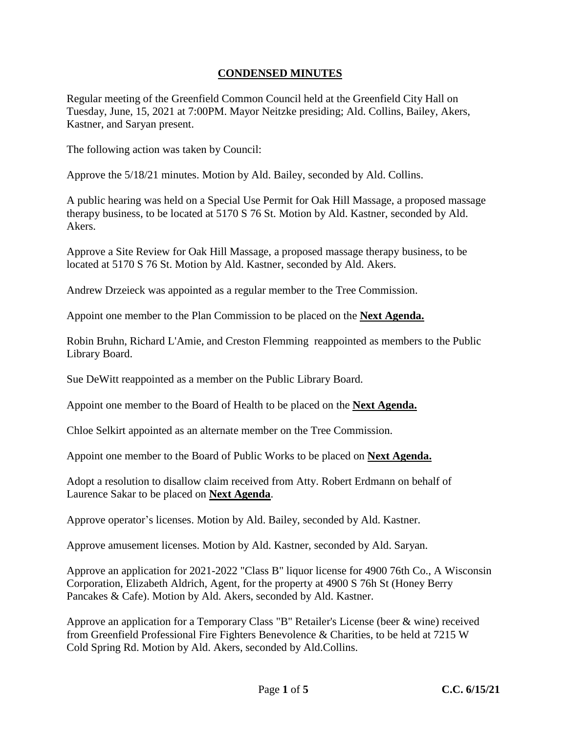# CONDENSED MINUTES

Regular meeting of the Greenfield Common Council held at the Greenfield City Hall on Tuesday, June, 15, 2021 at 7:00PM. Mayor Neitzke presiding; Ald. Collins, Bailey, Akers, Kastner, and Saryan present.

The following action was taken by Council:

Approve the 5/18/21 minutes. Motion by Ald. Bailey, seconded by Ald. Collins.

A public hearing was held on a Special Use Permit for Oak Hill Massage, a proposed massage therapy business, to be located at 5170 S 76 St. Motion by Ald. Kastner, seconded by Ald. Akers.

Approve a Site Review for Oak Hill Massage, a proposed massage therapy business, to be located at 5170 S 76 St. Motion by Ald. Kastner, seconded by Ald. Akers.

Andrew Drzeieck was appointed as a regular member to the Tree Commission.

Appoint one member to the Plan Commission to be placed on the **Next Agenda.**

Robin Bruhn, Richard L'Amie, and Creston Flemming reappointed as members to the Public Library Board.

Sue DeWitt reappointed as a member on the Public Library Board.

Appoint one member to the Board of Health to be placed on the **Next Agenda.**

Chloe Selkirt appointed as an alternate member on the Tree Commission.

Appoint one member to the Board of Public Works to be placed on **Next Agenda.**

Adopt a resolution to disallow claim received from Atty. Robert Erdmann on behalf of Laurence Sakar to be placed on **Next Agenda**.

Approve operator's licenses. Motion by Ald. Bailey, seconded by Ald. Kastner.

Approve amusement licenses. Motion by Ald. Kastner, seconded by Ald. Saryan.

Approve an application for 2021-2022 "Class B" liquor license for 4900 76th Co., A Wisconsin Corporation, Elizabeth Aldrich, Agent, for the property at 4900 S 76h St (Honey Berry Pancakes & Cafe). Motion by Ald. Akers, seconded by Ald. Kastner.

Approve an application for a Temporary Class "B" Retailer's License (beer & wine) received from Greenfield Professional Fire Fighters Benevolence & Charities, to be held at 7215 W Cold Spring Rd. Motion by Ald. Akers, seconded by Ald.Collins.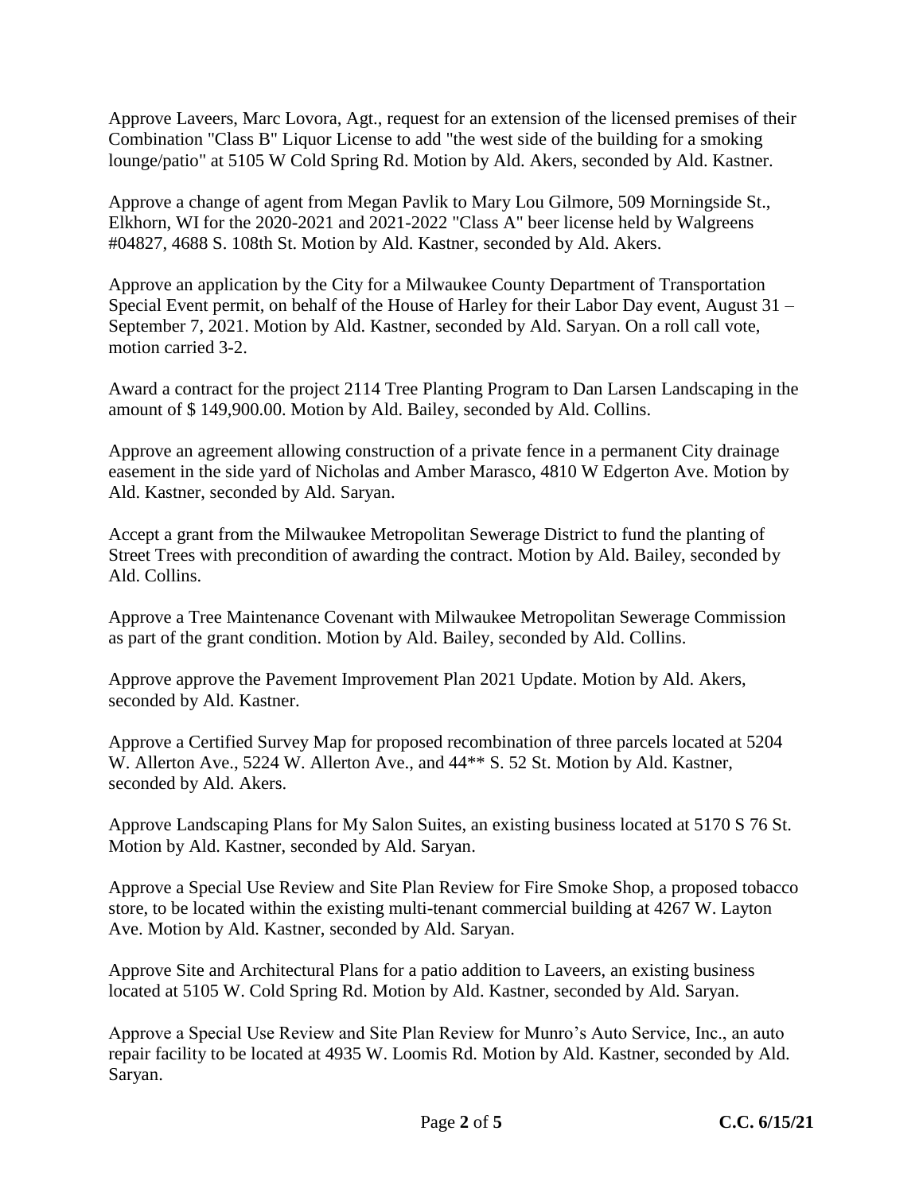Approve Laveers, Marc Lovora, Agt., request for an extension of the licensed premises of their Combination "Class B" Liquor License to add "the west side of the building for a smoking lounge/patio" at 5105 W Cold Spring Rd. Motion by Ald. Akers, seconded by Ald. Kastner.

Approve a change of agent from Megan Pavlik to Mary Lou Gilmore, 509 Morningside St., Elkhorn, WI for the 2020-2021 and 2021-2022 "Class A" beer license held by Walgreens #04827, 4688 S. 108th St. Motion by Ald. Kastner, seconded by Ald. Akers.

Approve an application by the City for a Milwaukee County Department of Transportation Special Event permit, on behalf of the House of Harley for their Labor Day event, August 31 – September 7, 2021. Motion by Ald. Kastner, seconded by Ald. Saryan. On a roll call vote, motion carried 3-2.

Award a contract for the project 2114 Tree Planting Program to Dan Larsen Landscaping in the amount of $ 149,900.00. Motion by Ald. Bailey, seconded by Ald. Collins.

Approve an agreement allowing construction of a private fence in a permanent City drainage easement in the side yard of Nicholas and Amber Marasco, 4810 W Edgerton Ave. Motion by Ald. Kastner, seconded by Ald. Saryan.

Accept a grant from the Milwaukee Metropolitan Sewerage District to fund the planting of Street Trees with precondition of awarding the contract. Motion by Ald. Bailey, seconded by Ald. Collins.

Approve a Tree Maintenance Covenant with Milwaukee Metropolitan Sewerage Commission as part of the grant condition. Motion by Ald. Bailey, seconded by Ald. Collins.

Approve approve the Pavement Improvement Plan 2021 Update. Motion by Ald. Akers, seconded by Ald. Kastner.

Approve a Certified Survey Map for proposed recombination of three parcels located at 5204 W. Allerton Ave., 5224 W. Allerton Ave., and 44** S. 52 St. Motion by Ald. Kastner, seconded by Ald. Akers.

Approve Landscaping Plans for My Salon Suites, an existing business located at 5170 S 76 St. Motion by Ald. Kastner, seconded by Ald. Saryan.

Approve a Special Use Review and Site Plan Review for Fire Smoke Shop, a proposed tobacco store, to be located within the existing multi-tenant commercial building at 4267 W. Layton Ave. Motion by Ald. Kastner, seconded by Ald. Saryan.

Approve Site and Architectural Plans for a patio addition to Laveers, an existing business located at 5105 W. Cold Spring Rd. Motion by Ald. Kastner, seconded by Ald. Saryan.

Approve a Special Use Review and Site Plan Review for Munro's Auto Service, Inc., an auto repair facility to be located at 4935 W. Loomis Rd. Motion by Ald. Kastner, seconded by Ald. Saryan.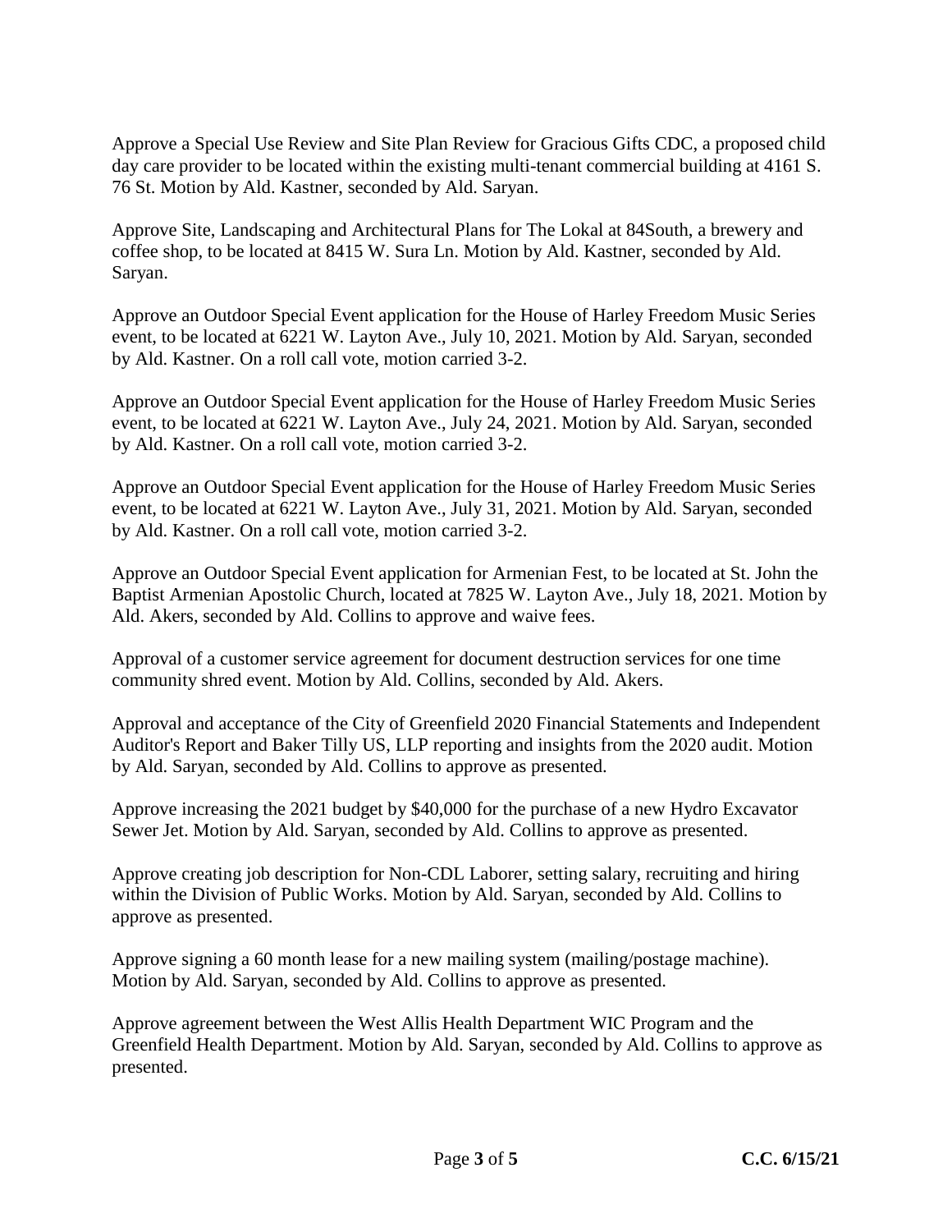Approve a Special Use Review and Site Plan Review for Gracious Gifts CDC, a proposed child day care provider to be located within the existing multi-tenant commercial building at 4161 S. 76 St. Motion by Ald. Kastner, seconded by Ald. Saryan.

Approve Site, Landscaping and Architectural Plans for The Lokal at 84South, a brewery and coffee shop, to be located at 8415 W. Sura Ln. Motion by Ald. Kastner, seconded by Ald. Saryan.

Approve an Outdoor Special Event application for the House of Harley Freedom Music Series event, to be located at 6221 W. Layton Ave., July 10, 2021. Motion by Ald. Saryan, seconded by Ald. Kastner. On a roll call vote, motion carried 3-2.

Approve an Outdoor Special Event application for the House of Harley Freedom Music Series event, to be located at 6221 W. Layton Ave., July 24, 2021. Motion by Ald. Saryan, seconded by Ald. Kastner. On a roll call vote, motion carried 3-2.

Approve an Outdoor Special Event application for the House of Harley Freedom Music Series event, to be located at 6221 W. Layton Ave., July 31, 2021. Motion by Ald. Saryan, seconded by Ald. Kastner. On a roll call vote, motion carried 3-2.

Approve an Outdoor Special Event application for Armenian Fest, to be located at St. John the Baptist Armenian Apostolic Church, located at 7825 W. Layton Ave., July 18, 2021. Motion by Ald. Akers, seconded by Ald. Collins to approve and waive fees.

Approval of a customer service agreement for document destruction services for one time community shred event. Motion by Ald. Collins, seconded by Ald. Akers.

Approval and acceptance of the City of Greenfield 2020 Financial Statements and Independent Auditor's Report and Baker Tilly US, LLP reporting and insights from the 2020 audit. Motion by Ald. Saryan, seconded by Ald. Collins to approve as presented.

Approve increasing the 2021 budget by $40,000 for the purchase of a new Hydro Excavator Sewer Jet. Motion by Ald. Saryan, seconded by Ald. Collins to approve as presented.

Approve creating job description for Non-CDL Laborer, setting salary, recruiting and hiring within the Division of Public Works. Motion by Ald. Saryan, seconded by Ald. Collins to approve as presented.

Approve signing a 60 month lease for a new mailing system (mailing/postage machine). Motion by Ald. Saryan, seconded by Ald. Collins to approve as presented.

Approve agreement between the West Allis Health Department WIC Program and the Greenfield Health Department. Motion by Ald. Saryan, seconded by Ald. Collins to approve as presented.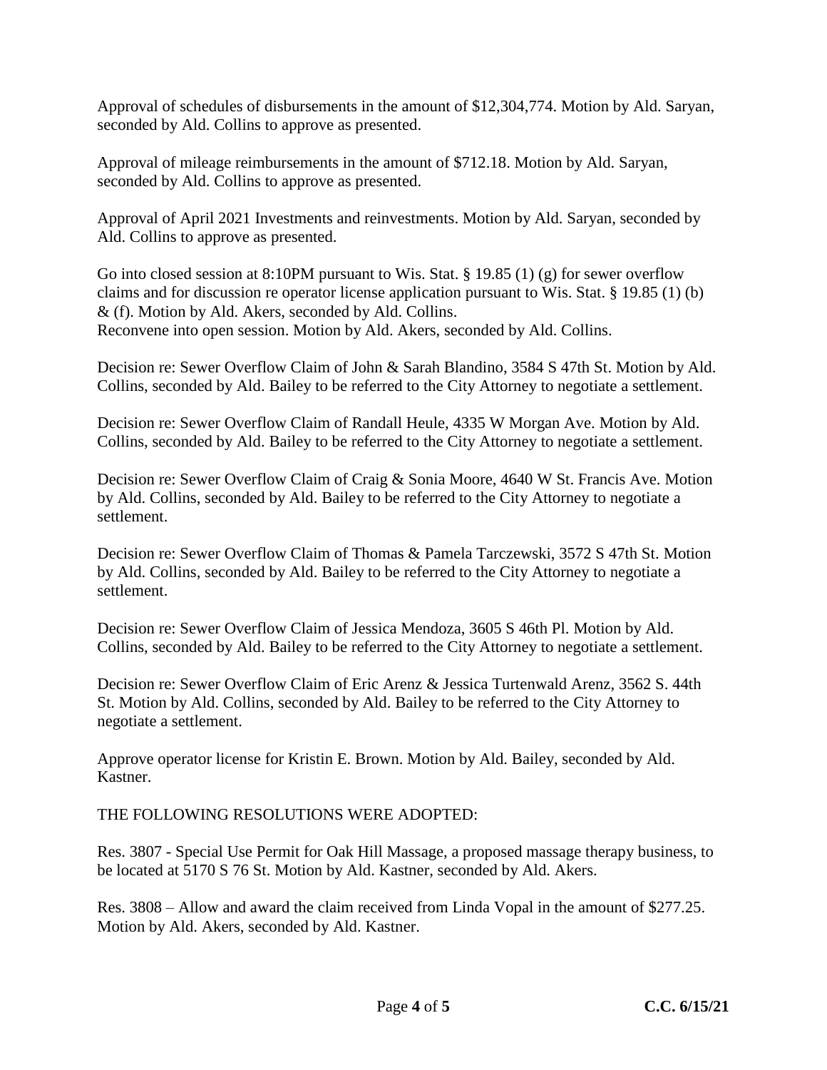Approval of schedules of disbursements in the amount of $12,304,774. Motion by Ald. Saryan, seconded by Ald. Collins to approve as presented.

Approval of mileage reimbursements in the amount of $712.18. Motion by Ald. Saryan, seconded by Ald. Collins to approve as presented.

Approval of April 2021 Investments and reinvestments. Motion by Ald. Saryan, seconded by Ald. Collins to approve as presented.

Go into closed session at 8:10PM pursuant to Wis. Stat. § 19.85 (1) (g) for sewer overflow claims and for discussion re operator license application pursuant to Wis. Stat. § 19.85 (1) (b) & (f). Motion by Ald. Akers, seconded by Ald. Collins.
Reconvene into open session. Motion by Ald. Akers, seconded by Ald. Collins.

Decision re: Sewer Overflow Claim of John & Sarah Blandino, 3584 S 47th St. Motion by Ald. Collins, seconded by Ald. Bailey to be referred to the City Attorney to negotiate a settlement.

Decision re: Sewer Overflow Claim of Randall Heule, 4335 W Morgan Ave. Motion by Ald. Collins, seconded by Ald. Bailey to be referred to the City Attorney to negotiate a settlement.

Decision re: Sewer Overflow Claim of Craig & Sonia Moore, 4640 W St. Francis Ave. Motion by Ald. Collins, seconded by Ald. Bailey to be referred to the City Attorney to negotiate a settlement.

Decision re: Sewer Overflow Claim of Thomas & Pamela Tarczewski, 3572 S 47th St. Motion by Ald. Collins, seconded by Ald. Bailey to be referred to the City Attorney to negotiate a settlement.

Decision re: Sewer Overflow Claim of Jessica Mendoza, 3605 S 46th Pl. Motion by Ald. Collins, seconded by Ald. Bailey to be referred to the City Attorney to negotiate a settlement.

Decision re: Sewer Overflow Claim of Eric Arenz & Jessica Turtenwald Arenz, 3562 S. 44th St. Motion by Ald. Collins, seconded by Ald. Bailey to be referred to the City Attorney to negotiate a settlement.

Approve operator license for Kristin E. Brown. Motion by Ald. Bailey, seconded by Ald. Kastner.

THE FOLLOWING RESOLUTIONS WERE ADOPTED:

Res. 3807 - Special Use Permit for Oak Hill Massage, a proposed massage therapy business, to be located at 5170 S 76 St. Motion by Ald. Kastner, seconded by Ald. Akers.

Res. 3808 – Allow and award the claim received from Linda Vopal in the amount of $277.25. Motion by Ald. Akers, seconded by Ald. Kastner.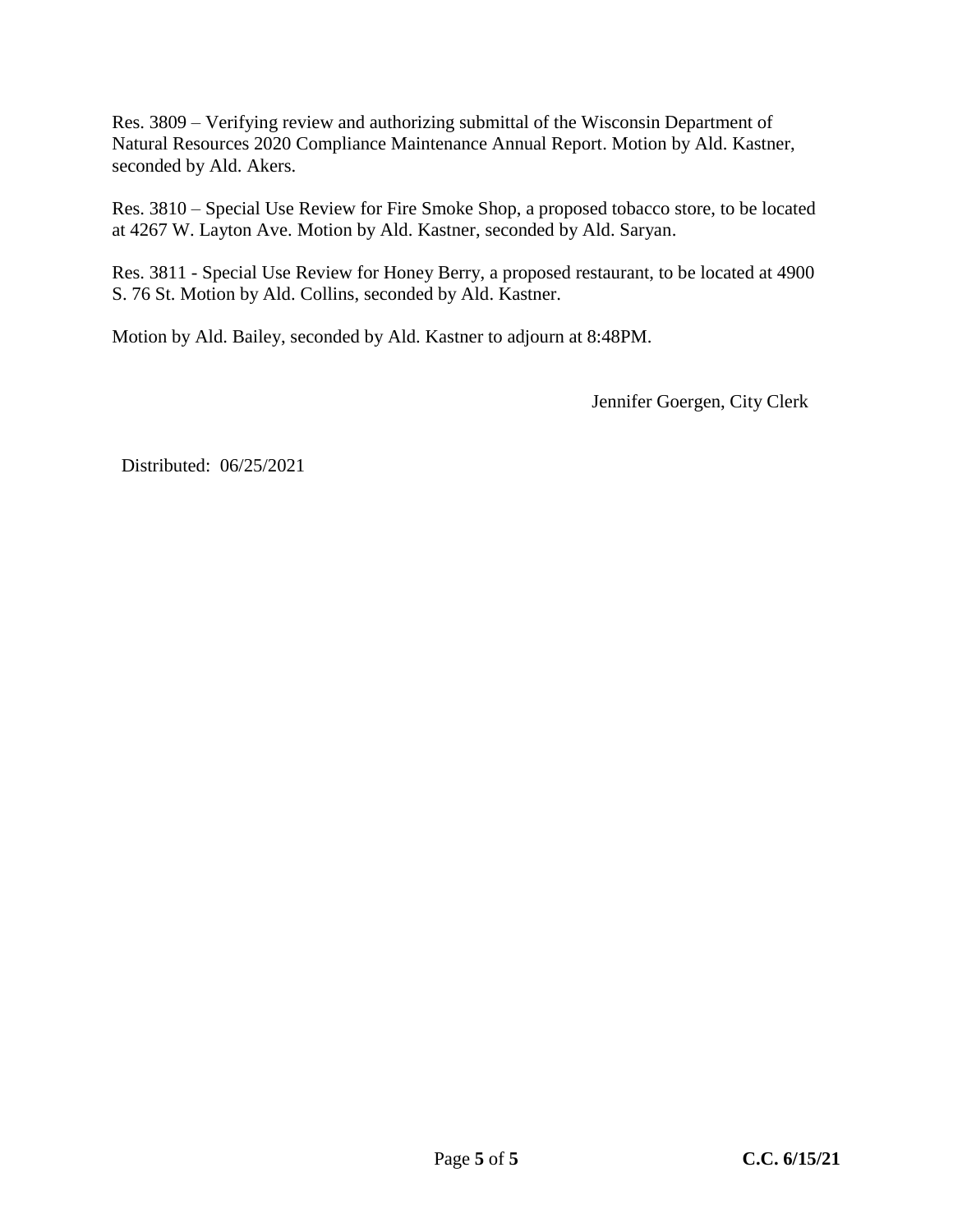Res. 3809 – Verifying review and authorizing submittal of the Wisconsin Department of Natural Resources 2020 Compliance Maintenance Annual Report. Motion by Ald. Kastner, seconded by Ald. Akers.

Res. 3810 – Special Use Review for Fire Smoke Shop, a proposed tobacco store, to be located at 4267 W. Layton Ave. Motion by Ald. Kastner, seconded by Ald. Saryan.

Res. 3811 - Special Use Review for Honey Berry, a proposed restaurant, to be located at 4900 S. 76 St. Motion by Ald. Collins, seconded by Ald. Kastner.

Motion by Ald. Bailey, seconded by Ald. Kastner to adjourn at 8:48PM.

Jennifer Goergen, City Clerk

Distributed: 06/25/2021